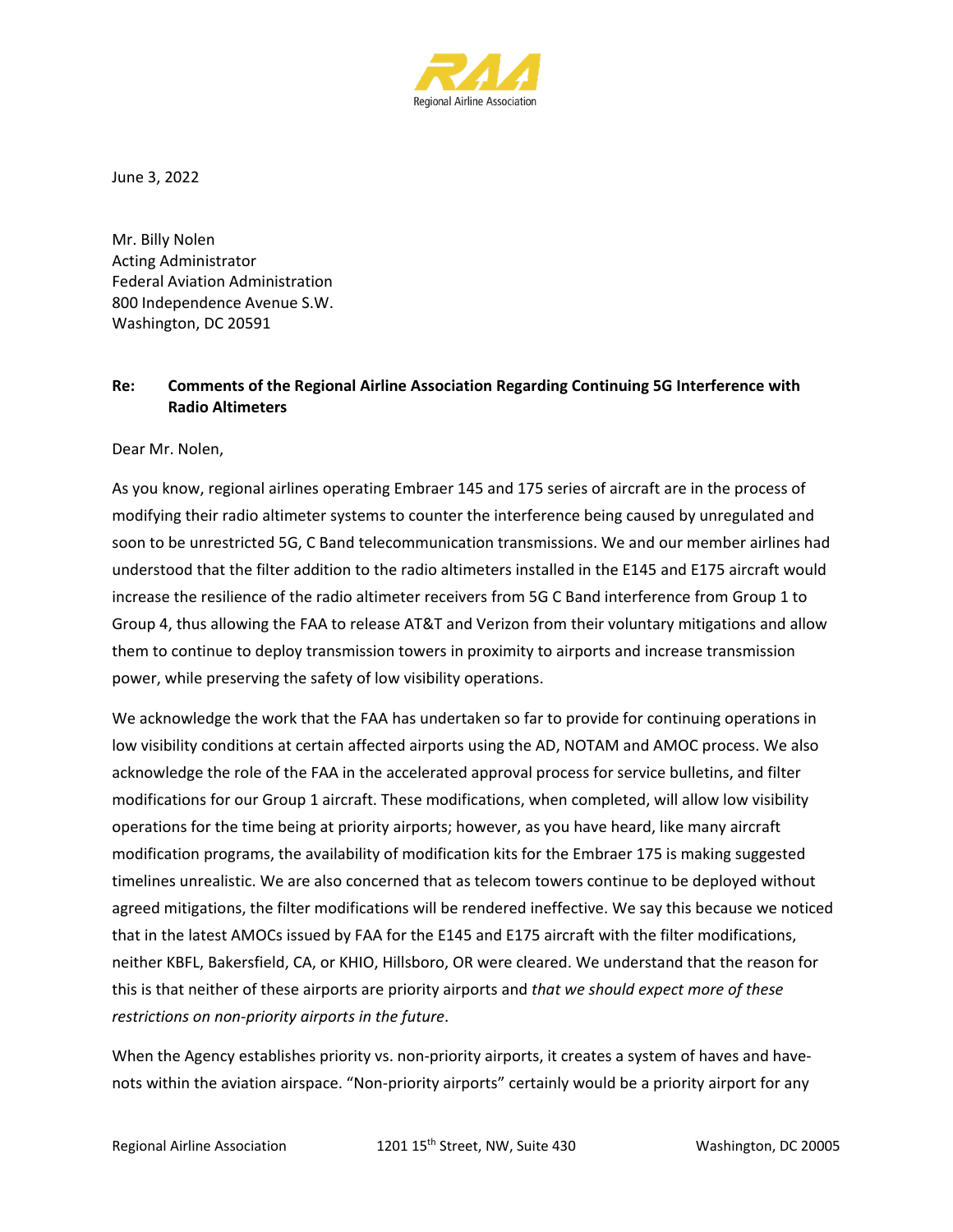RAA

Regional Airline Association

June 3, 2022

Mr. Billy Nolen
Acting Administrator
Federal Aviation Administration
800 Independence Avenue S.W.
Washington, DC 20591

**Re: Comments of the Regional Airline Association Regarding Continuing 5G Interference with Radio Altimeters**

Dear Mr. Nolen,

As you know, regional airlines operating Embraer 145 and 175 series of aircraft are in the process of modifying their radio altimeter systems to counter the interference being caused by unregulated and soon to be unrestricted 5G, C Band telecommunication transmissions. We and our member airlines had understood that the filter addition to the radio altimeters installed in the E145 and E175 aircraft would increase the resilience of the radio altimeter receivers from 5G C Band interference from Group 1 to Group 4, thus allowing the FAA to release AT&T and Verizon from their voluntary mitigations and allow them to continue to deploy transmission towers in proximity to airports and increase transmission power, while preserving the safety of low visibility operations.

We acknowledge the work that the FAA has undertaken so far to provide for continuing operations in low visibility conditions at certain affected airports using the AD, NOTAM and AMOC process. We also acknowledge the role of the FAA in the accelerated approval process for service bulletins, and filter modifications for our Group 1 aircraft. These modifications, when completed, will allow low visibility operations for the time being at priority airports; however, as you have heard, like many aircraft modification programs, the availability of modification kits for the Embraer 175 is making suggested timelines unrealistic. We are also concerned that as telecom towers continue to be deployed without agreed mitigations, the filter modifications will be rendered ineffective. We say this because we noticed that in the latest AMOCs issued by FAA for the E145 and E175 aircraft with the filter modifications, neither KBFL, Bakersfield, CA, or KHIO, Hillsboro, OR were cleared. We understand that the reason for this is that neither of these airports are priority airports and *that we should expect more of these restrictions on non-priority airports in the future*.

When the Agency establishes priority vs. non-priority airports, it creates a system of haves and have-nots within the aviation airspace. "Non-priority airports" certainly would be a priority airport for any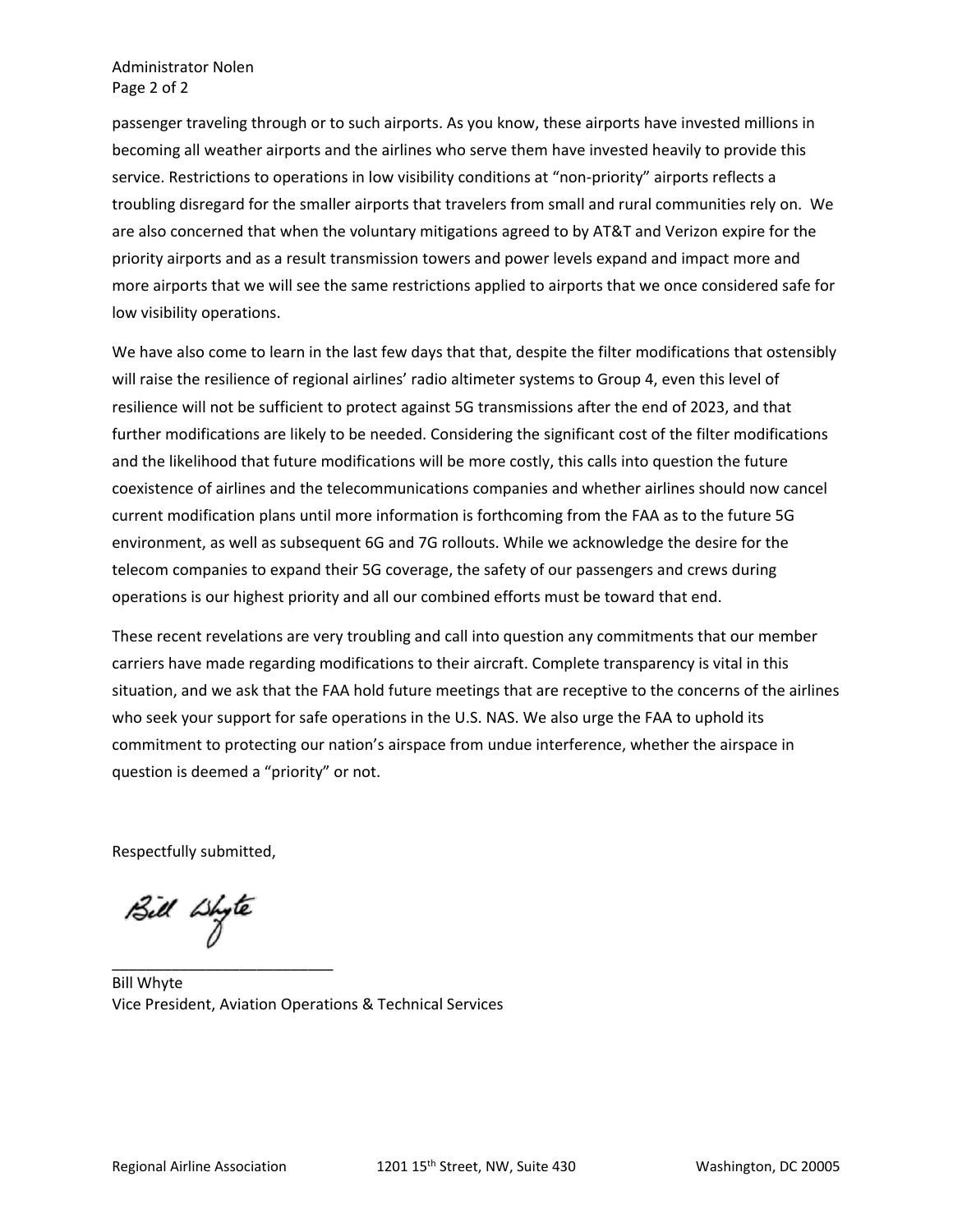passenger traveling through or to such airports. As you know, these airports have invested millions in becoming all weather airports and the airlines who serve them have invested heavily to provide this service. Restrictions to operations in low visibility conditions at "non-priority" airports reflects a troubling disregard for the smaller airports that travelers from small and rural communities rely on. We are also concerned that when the voluntary mitigations agreed to by AT&T and Verizon expire for the priority airports and as a result transmission towers and power levels expand and impact more and more airports that we will see the same restrictions applied to airports that we once considered safe for low visibility operations.

We have also come to learn in the last few days that that, despite the filter modifications that ostensibly will raise the resilience of regional airlines' radio altimeter systems to Group 4, even this level of resilience will not be sufficient to protect against 5G transmissions after the end of 2023, and that further modifications are likely to be needed. Considering the significant cost of the filter modifications and the likelihood that future modifications will be more costly, this calls into question the future coexistence of airlines and the telecommunications companies and whether airlines should now cancel current modification plans until more information is forthcoming from the FAA as to the future 5G environment, as well as subsequent 6G and 7G rollouts. While we acknowledge the desire for the telecom companies to expand their 5G coverage, the safety of our passengers and crews during operations is our highest priority and all our combined efforts must be toward that end.

These recent revelations are very troubling and call into question any commitments that our member carriers have made regarding modifications to their aircraft. Complete transparency is vital in this situation, and we ask that the FAA hold future meetings that are receptive to the concerns of the airlines who seek your support for safe operations in the U.S. NAS. We also urge the FAA to uphold its commitment to protecting our nation's airspace from undue interference, whether the airspace in question is deemed a "priority" or not.

Respectfully submitted,

Bill Whyte

___________________________

Bill Whyte
Vice President, Aviation Operations & Technical Services

Regional Airline Association 1201 15th Street, NW, Suite 430 Washington, DC 20005